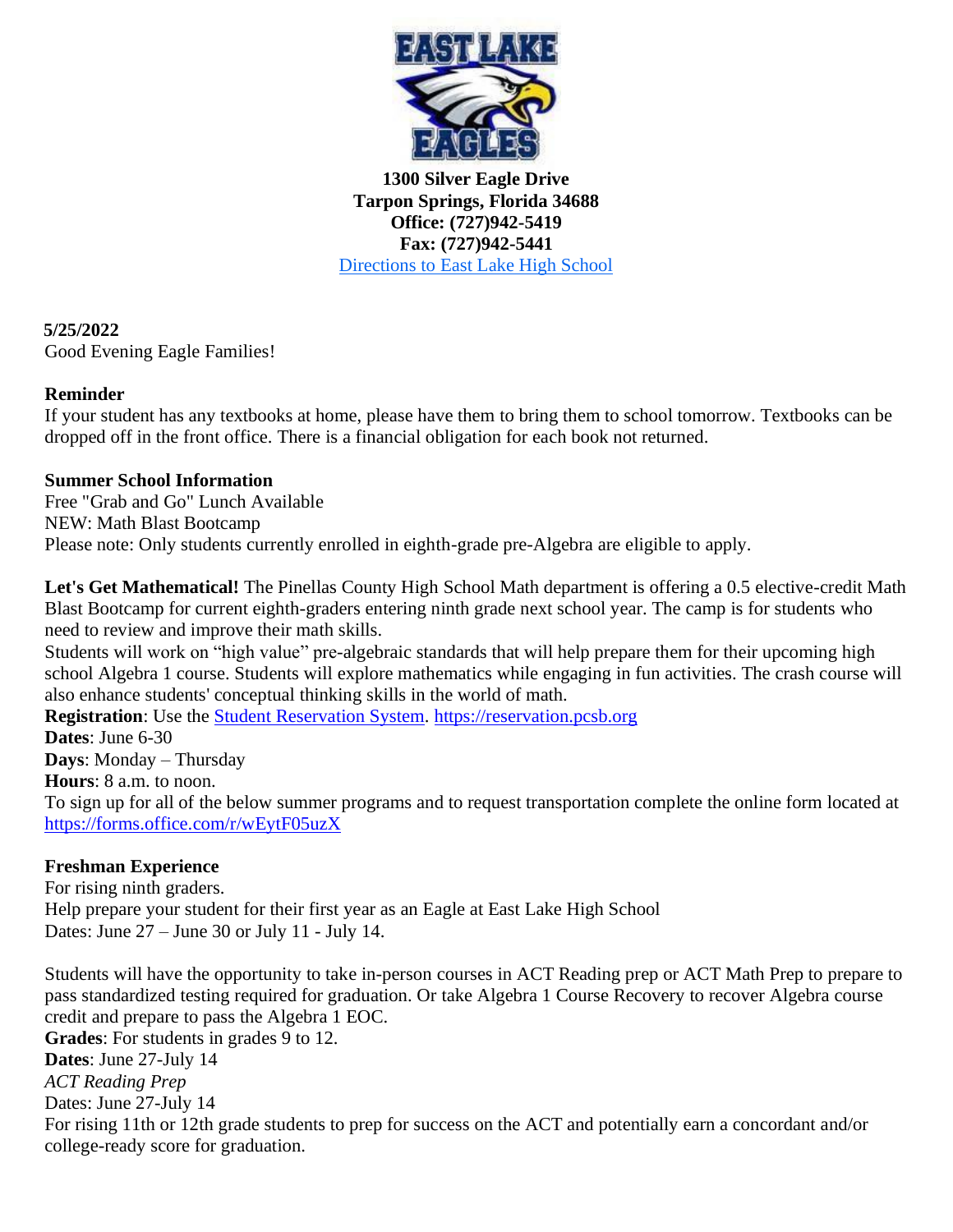**1300 Silver Eagle Drive**
**Tarpon Springs, Florida 34688**
**Office: (727)942-5419**
**Fax: (727)942-5441**
[Directions to East Lake High School]

**5/25/2022**
Good Evening Eagle Families!

**Reminder**
If your student has any textbooks at home, please have them to bring them to school tomorrow. Textbooks can be dropped off in the front office. There is a financial obligation for each book not returned.

**Summer School Information**
Free "Grab and Go" Lunch Available
NEW: Math Blast Bootcamp
Please note: Only students currently enrolled in eighth-grade pre-Algebra are eligible to apply.

**Let's Get Mathematical!** The Pinellas County High School Math department is offering a 0.5 elective-credit Math Blast Bootcamp for current eighth-graders entering ninth grade next school year. The camp is for students who need to review and improve their math skills.
Students will work on "high value" pre-algebraic standards that will help prepare them for their upcoming high school Algebra 1 course. Students will explore mathematics while engaging in fun activities. The crash course will also enhance students' conceptual thinking skills in the world of math.
**Registration**: Use the [Student Reservation System]. https://reservation.pcsb.org
**Dates**: June 6-30
**Days**: Monday – Thursday
**Hours**: 8 a.m. to noon.
To sign up for all of the below summer programs and to request transportation complete the online form located at https://forms.office.com/r/wEytF05uzX

**Freshman Experience**
For rising ninth graders.
Help prepare your student for their first year as an Eagle at East Lake High School
Dates: June 27 – June 30 or July 11 - July 14.

Students will have the opportunity to take in-person courses in ACT Reading prep or ACT Math Prep to prepare to pass standardized testing required for graduation. Or take Algebra 1 Course Recovery to recover Algebra course credit and prepare to pass the Algebra 1 EOC.
**Grades**: For students in grades 9 to 12.
**Dates**: June 27-July 14
*ACT Reading Prep*
Dates: June 27-July 14
For rising 11th or 12th grade students to prep for success on the ACT and potentially earn a concordant and/or college-ready score for graduation.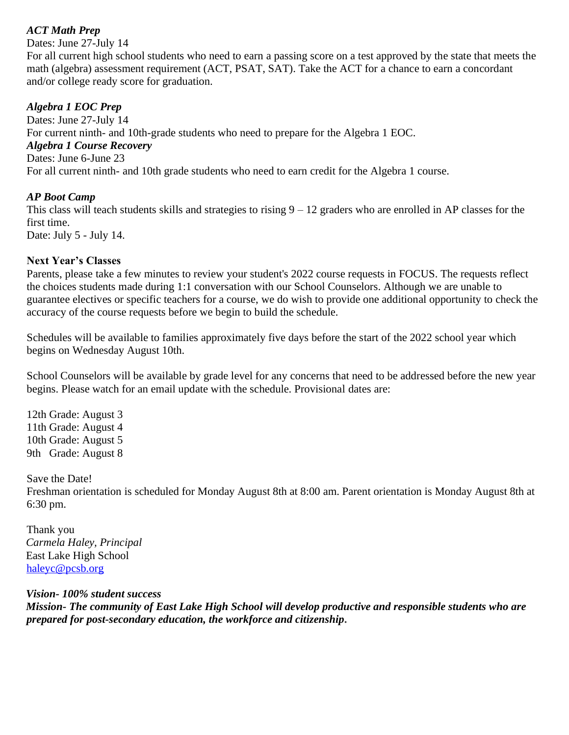***ACT Math Prep***

Dates: June 27-July 14

For all current high school students who need to earn a passing score on a test approved by the state that meets the math (algebra) assessment requirement (ACT, PSAT, SAT). Take the ACT for a chance to earn a concordant and/or college ready score for graduation.

***Algebra 1 EOC Prep***

Dates: June 27-July 14

For current ninth- and 10th-grade students who need to prepare for the Algebra 1 EOC.

***Algebra 1 Course Recovery***

Dates: June 6-June 23

For all current ninth- and 10th grade students who need to earn credit for the Algebra 1 course.

***AP Boot Camp***

This class will teach students skills and strategies to rising 9 – 12 graders who are enrolled in AP classes for the first time.

Date: July 5 - July 14.

**Next Year's Classes**

Parents, please take a few minutes to review your student's 2022 course requests in FOCUS. The requests reflect the choices students made during 1:1 conversation with our School Counselors. Although we are unable to guarantee electives or specific teachers for a course, we do wish to provide one additional opportunity to check the accuracy of the course requests before we begin to build the schedule.

Schedules will be available to families approximately five days before the start of the 2022 school year which begins on Wednesday August 10th.

School Counselors will be available by grade level for any concerns that need to be addressed before the new year begins. Please watch for an email update with the schedule. Provisional dates are:

12th Grade: August 3
11th Grade: August 4
10th Grade: August 5
9th Grade: August 8

Save the Date!

Freshman orientation is scheduled for Monday August 8th at 8:00 am. Parent orientation is Monday August 8th at 6:30 pm.

Thank you
*Carmela Haley, Principal*
East Lake High School
haleyc@pcsb.org

***Vision- 100% student success***

***Mission- The community of East Lake High School will develop productive and responsible students who are prepared for post-secondary education, the workforce and citizenship.***